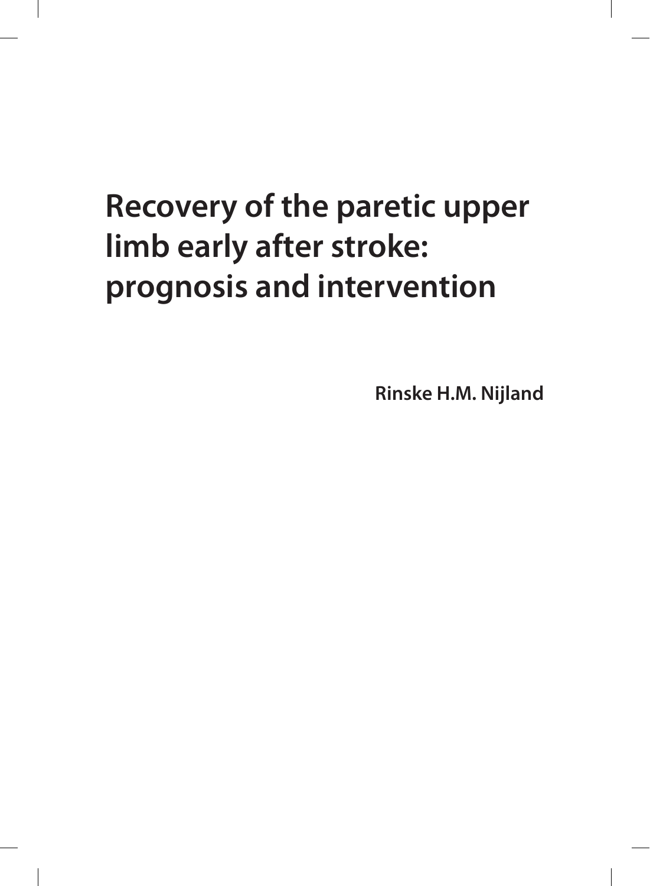# Recovery of the paretic upper limb early after stroke: prognosis and intervention

**Rinske H.M. Nijland**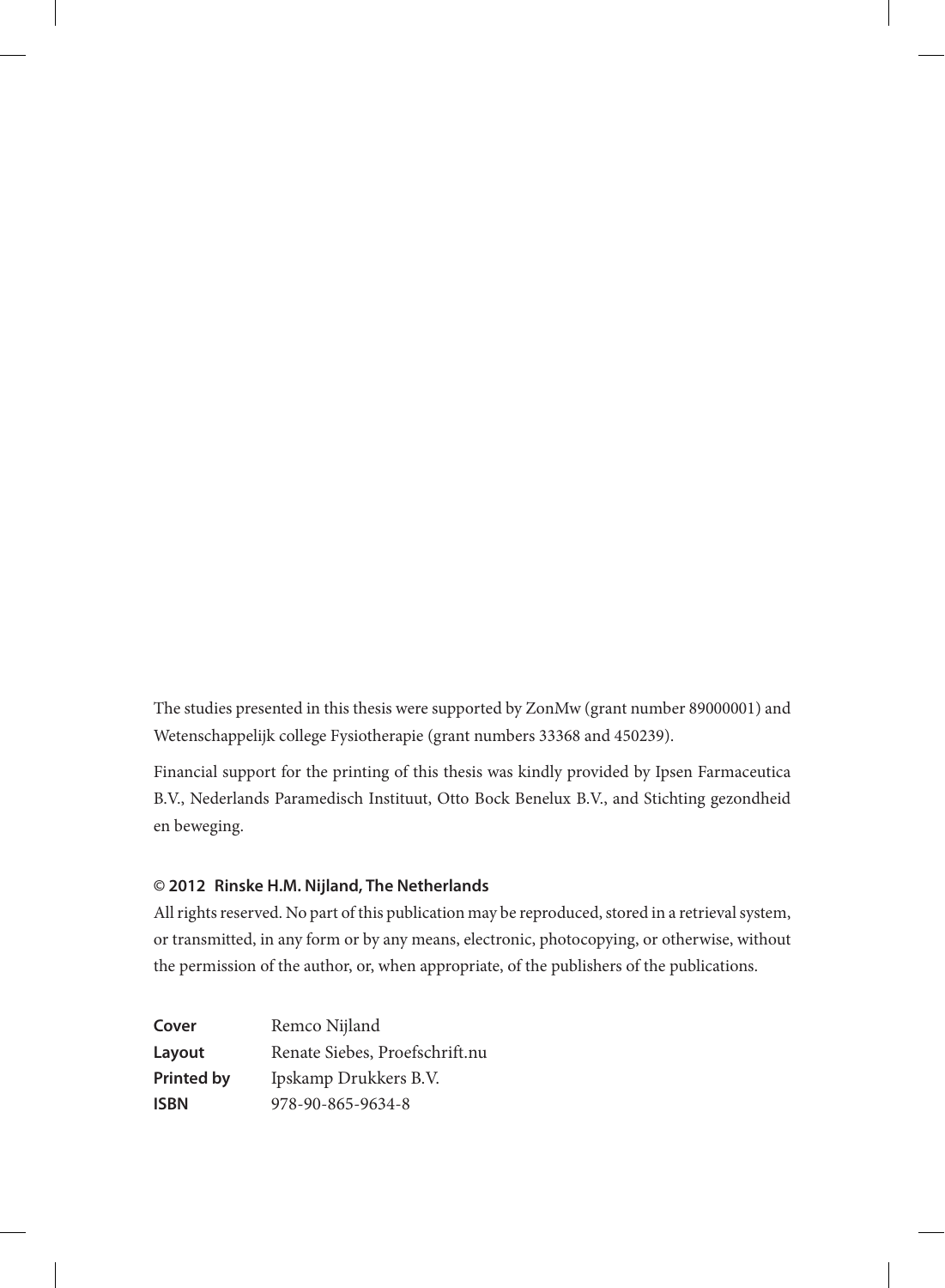The studies presented in this thesis were supported by ZonMw (grant number 89000001) and Wetenschappelijk college Fysiotherapie (grant numbers 33368 and 450239).

Financial support for the printing of this thesis was kindly provided by Ipsen Farmaceutica B.V., Nederlands Paramedisch Instituut, Otto Bock Benelux B.V., and Stichting gezondheid en beweging.

**© 2012 Rinske H.M. Nijland, The Netherlands**

All rights reserved. No part of this publication may be reproduced, stored in a retrieval system, or transmitted, in any form or by any means, electronic, photocopying, or otherwise, without the permission of the author, or, when appropriate, of the publishers of the publications.

**Cover** Remco Nijland
**Layout** Renate Siebes, Proefschrift.nu
**Printed by** Ipskamp Drukkers B.V.
**ISBN** 978-90-865-9634-8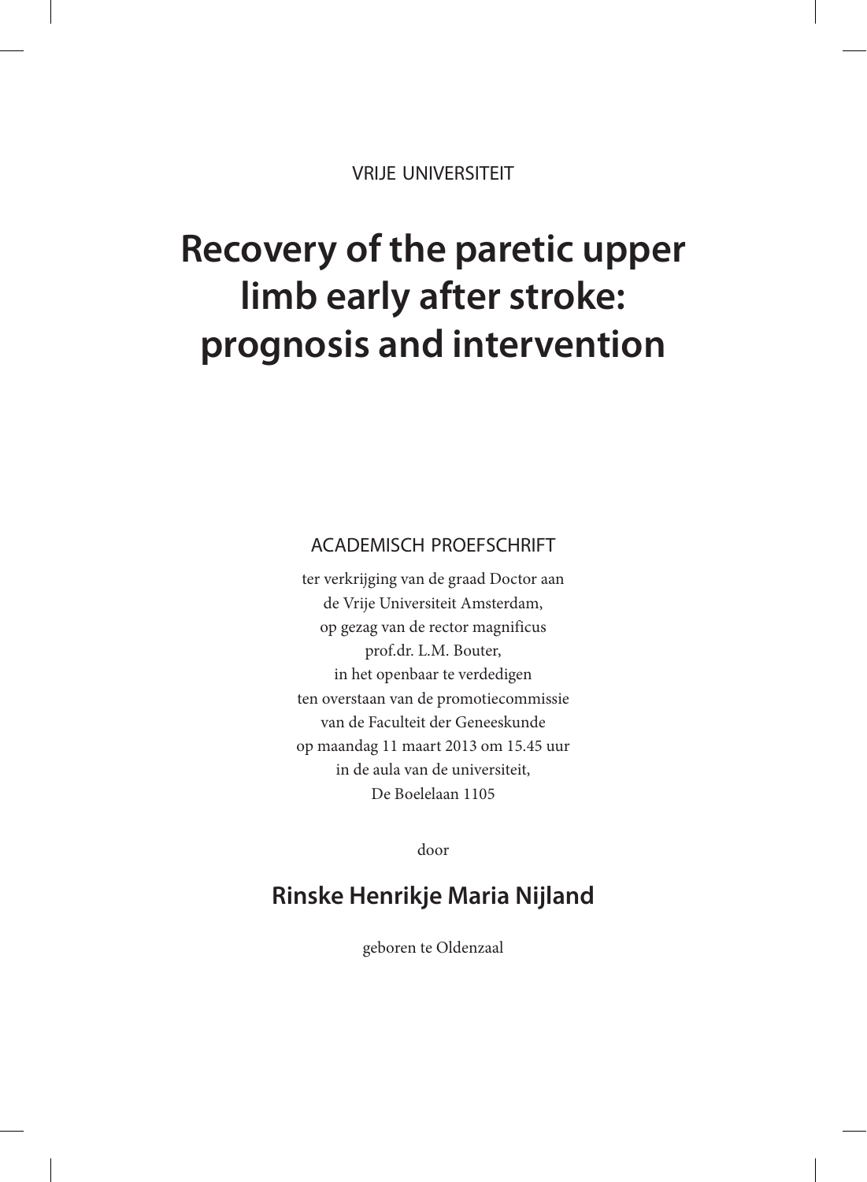VRIJE UNIVERSITEIT

# Recovery of the paretic upper limb early after stroke: prognosis and intervention

ACADEMISCH PROEFSCHRIFT

ter verkrijging van de graad Doctor aan
de Vrije Universiteit Amsterdam,
op gezag van de rector magnificus
prof.dr. L.M. Bouter,
in het openbaar te verdedigen
ten overstaan van de promotiecommissie
van de Faculteit der Geneeskunde
op maandag 11 maart 2013 om 15.45 uur
in de aula van de universiteit,
De Boelelaan 1105

door

## Rinske Henrikje Maria Nijland

geboren te Oldenzaal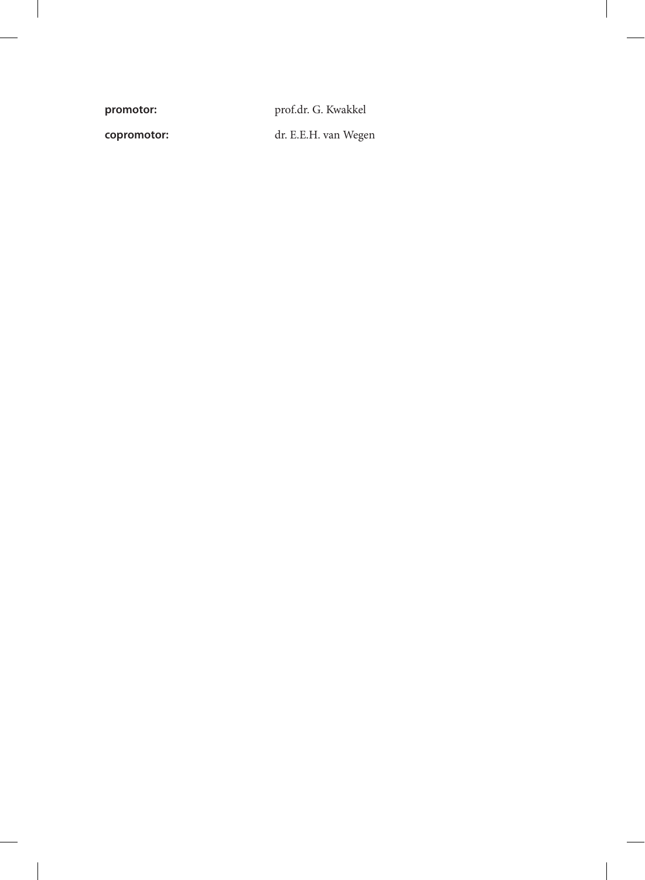| | |
|---|---|
| **promotor:** | prof.dr. G. Kwakkel |
| **copromotor:** | dr. E.E.H. van Wegen |